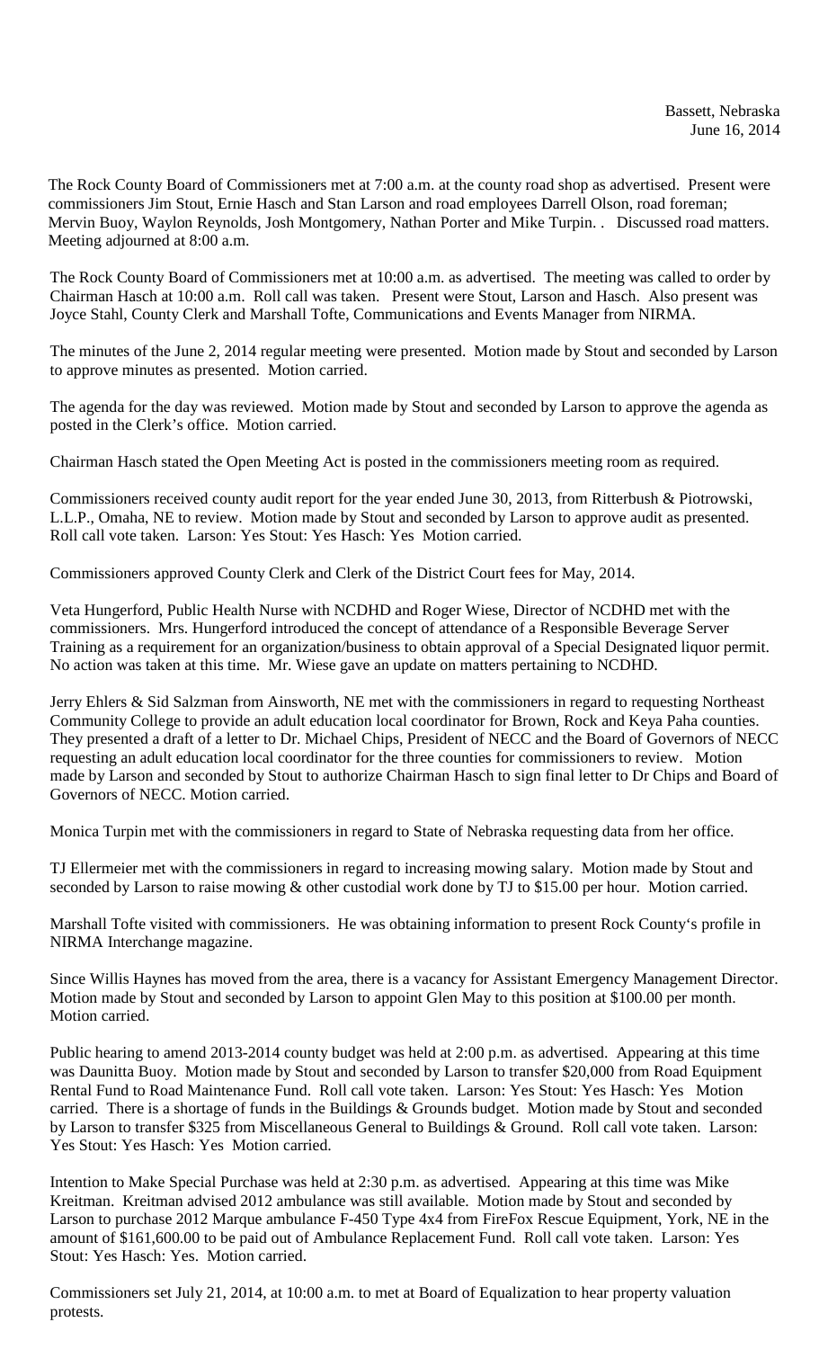Bassett, Nebraska
June 16, 2014

The Rock County Board of Commissioners met at 7:00 a.m. at the county road shop as advertised. Present were commissioners Jim Stout, Ernie Hasch and Stan Larson and road employees Darrell Olson, road foreman; Mervin Buoy, Waylon Reynolds, Josh Montgomery, Nathan Porter and Mike Turpin. . Discussed road matters. Meeting adjourned at 8:00 a.m.

The Rock County Board of Commissioners met at 10:00 a.m. as advertised. The meeting was called to order by Chairman Hasch at 10:00 a.m. Roll call was taken. Present were Stout, Larson and Hasch. Also present was Joyce Stahl, County Clerk and Marshall Tofte, Communications and Events Manager from NIRMA.

The minutes of the June 2, 2014 regular meeting were presented. Motion made by Stout and seconded by Larson to approve minutes as presented. Motion carried.

The agenda for the day was reviewed. Motion made by Stout and seconded by Larson to approve the agenda as posted in the Clerk's office. Motion carried.

Chairman Hasch stated the Open Meeting Act is posted in the commissioners meeting room as required.

Commissioners received county audit report for the year ended June 30, 2013, from Ritterbush & Piotrowski, L.L.P., Omaha, NE to review. Motion made by Stout and seconded by Larson to approve audit as presented. Roll call vote taken. Larson: Yes Stout: Yes Hasch: Yes Motion carried.

Commissioners approved County Clerk and Clerk of the District Court fees for May, 2014.

Veta Hungerford, Public Health Nurse with NCDHD and Roger Wiese, Director of NCDHD met with the commissioners. Mrs. Hungerford introduced the concept of attendance of a Responsible Beverage Server Training as a requirement for an organization/business to obtain approval of a Special Designated liquor permit. No action was taken at this time. Mr. Wiese gave an update on matters pertaining to NCDHD.

Jerry Ehlers & Sid Salzman from Ainsworth, NE met with the commissioners in regard to requesting Northeast Community College to provide an adult education local coordinator for Brown, Rock and Keya Paha counties. They presented a draft of a letter to Dr. Michael Chips, President of NECC and the Board of Governors of NECC requesting an adult education local coordinator for the three counties for commissioners to review. Motion made by Larson and seconded by Stout to authorize Chairman Hasch to sign final letter to Dr Chips and Board of Governors of NECC. Motion carried.

Monica Turpin met with the commissioners in regard to State of Nebraska requesting data from her office.

TJ Ellermeier met with the commissioners in regard to increasing mowing salary. Motion made by Stout and seconded by Larson to raise mowing & other custodial work done by TJ to $15.00 per hour. Motion carried.

Marshall Tofte visited with commissioners. He was obtaining information to present Rock County's profile in NIRMA Interchange magazine.

Since Willis Haynes has moved from the area, there is a vacancy for Assistant Emergency Management Director. Motion made by Stout and seconded by Larson to appoint Glen May to this position at $100.00 per month. Motion carried.

Public hearing to amend 2013-2014 county budget was held at 2:00 p.m. as advertised. Appearing at this time was Daunitta Buoy. Motion made by Stout and seconded by Larson to transfer $20,000 from Road Equipment Rental Fund to Road Maintenance Fund. Roll call vote taken. Larson: Yes Stout: Yes Hasch: Yes Motion carried. There is a shortage of funds in the Buildings & Grounds budget. Motion made by Stout and seconded by Larson to transfer $325 from Miscellaneous General to Buildings & Ground. Roll call vote taken. Larson: Yes Stout: Yes Hasch: Yes Motion carried.

Intention to Make Special Purchase was held at 2:30 p.m. as advertised. Appearing at this time was Mike Kreitman. Kreitman advised 2012 ambulance was still available. Motion made by Stout and seconded by Larson to purchase 2012 Marque ambulance F-450 Type 4x4 from FireFox Rescue Equipment, York, NE in the amount of $161,600.00 to be paid out of Ambulance Replacement Fund. Roll call vote taken. Larson: Yes Stout: Yes Hasch: Yes. Motion carried.

Commissioners set July 21, 2014, at 10:00 a.m. to met at Board of Equalization to hear property valuation protests.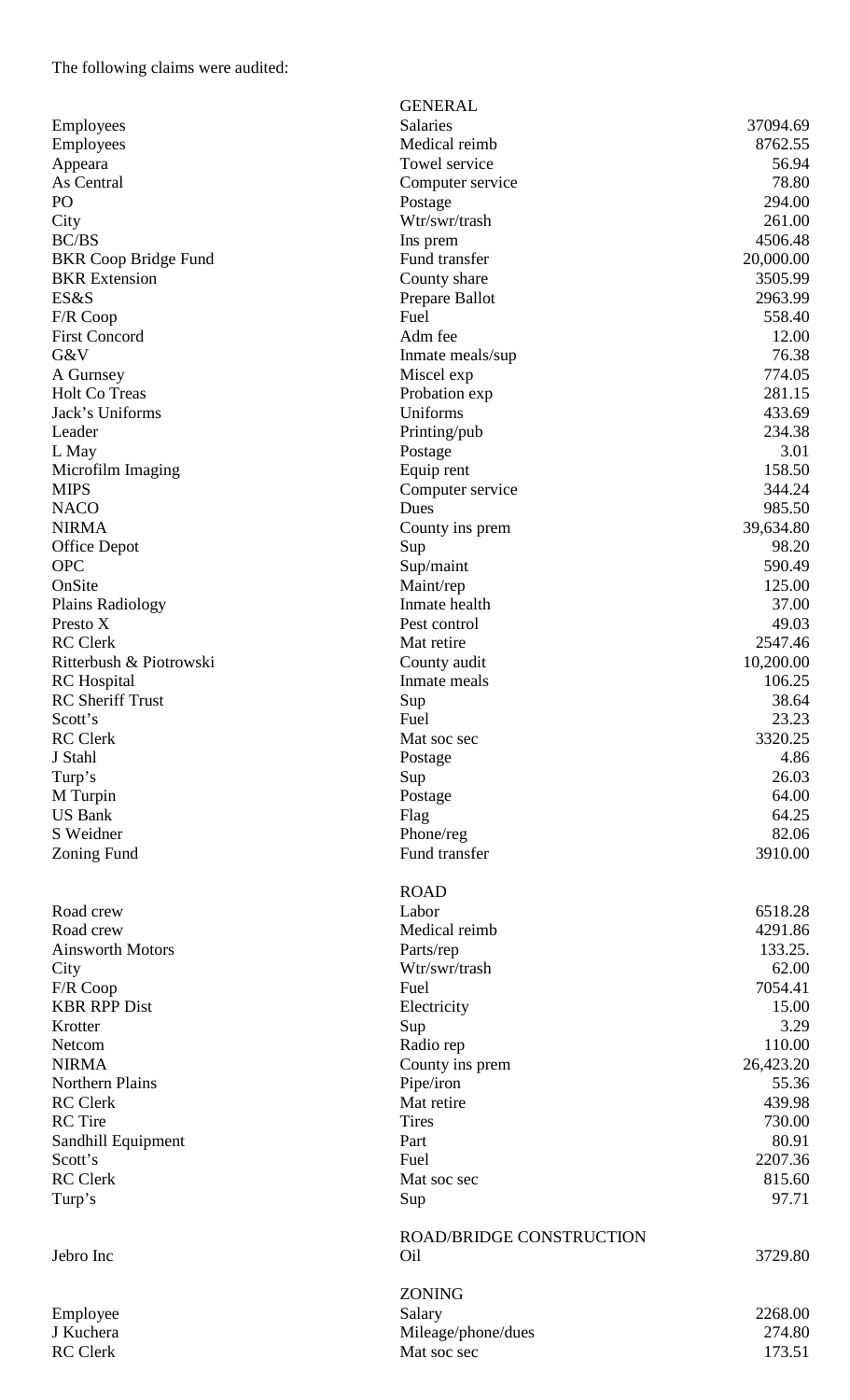The following claims were audited:

| | | |
|---|---|---|
| | GENERAL | |
| Employees | Salaries | 37094.69 |
| Employees | Medical reimb | 8762.55 |
| Appeara | Towel service | 56.94 |
| As Central | Computer service | 78.80 |
| PO | Postage | 294.00 |
| City | Wtr/swr/trash | 261.00 |
| BC/BS | Ins prem | 4506.48 |
| BKR Coop Bridge Fund | Fund transfer | 20,000.00 |
| BKR Extension | County share | 3505.99 |
| ES&S | Prepare Ballot | 2963.99 |
| F/R Coop | Fuel | 558.40 |
| First Concord | Adm fee | 12.00 |
| G&V | Inmate meals/sup | 76.38 |
| A Gurnsey | Miscel exp | 774.05 |
| Holt Co Treas | Probation exp | 281.15 |
| Jack's Uniforms | Uniforms | 433.69 |
| Leader | Printing/pub | 234.38 |
| L May | Postage | 3.01 |
| Microfilm Imaging | Equip rent | 158.50 |
| MIPS | Computer service | 344.24 |
| NACO | Dues | 985.50 |
| NIRMA | County ins prem | 39,634.80 |
| Office Depot | Sup | 98.20 |
| OPC | Sup/maint | 590.49 |
| OnSite | Maint/rep | 125.00 |
| Plains Radiology | Inmate health | 37.00 |
| Presto X | Pest control | 49.03 |
| RC Clerk | Mat retire | 2547.46 |
| Ritterbush & Piotrowski | County audit | 10,200.00 |
| RC Hospital | Inmate meals | 106.25 |
| RC Sheriff Trust | Sup | 38.64 |
| Scott's | Fuel | 23.23 |
| RC Clerk | Mat soc sec | 3320.25 |
| J Stahl | Postage | 4.86 |
| Turp's | Sup | 26.03 |
| M Turpin | Postage | 64.00 |
| US Bank | Flag | 64.25 |
| S Weidner | Phone/reg | 82.06 |
| Zoning Fund | Fund transfer | 3910.00 |
| | ROAD | |
| Road crew | Labor | 6518.28 |
| Road crew | Medical reimb | 4291.86 |
| Ainsworth Motors | Parts/rep | 133.25. |
| City | Wtr/swr/trash | 62.00 |
| F/R Coop | Fuel | 7054.41 |
| KBR RPP Dist | Electricity | 15.00 |
| Krotter | Sup | 3.29 |
| Netcom | Radio rep | 110.00 |
| NIRMA | County ins prem | 26,423.20 |
| Northern Plains | Pipe/iron | 55.36 |
| RC Clerk | Mat retire | 439.98 |
| RC Tire | Tires | 730.00 |
| Sandhill Equipment | Part | 80.91 |
| Scott's | Fuel | 2207.36 |
| RC Clerk | Mat soc sec | 815.60 |
| Turp's | Sup | 97.71 |
| | ROAD/BRIDGE CONSTRUCTION | |
| Jebro Inc | Oil | 3729.80 |
| | ZONING | |
| Employee | Salary | 2268.00 |
| J Kuchera | Mileage/phone/dues | 274.80 |
| RC Clerk | Mat soc sec | 173.51 |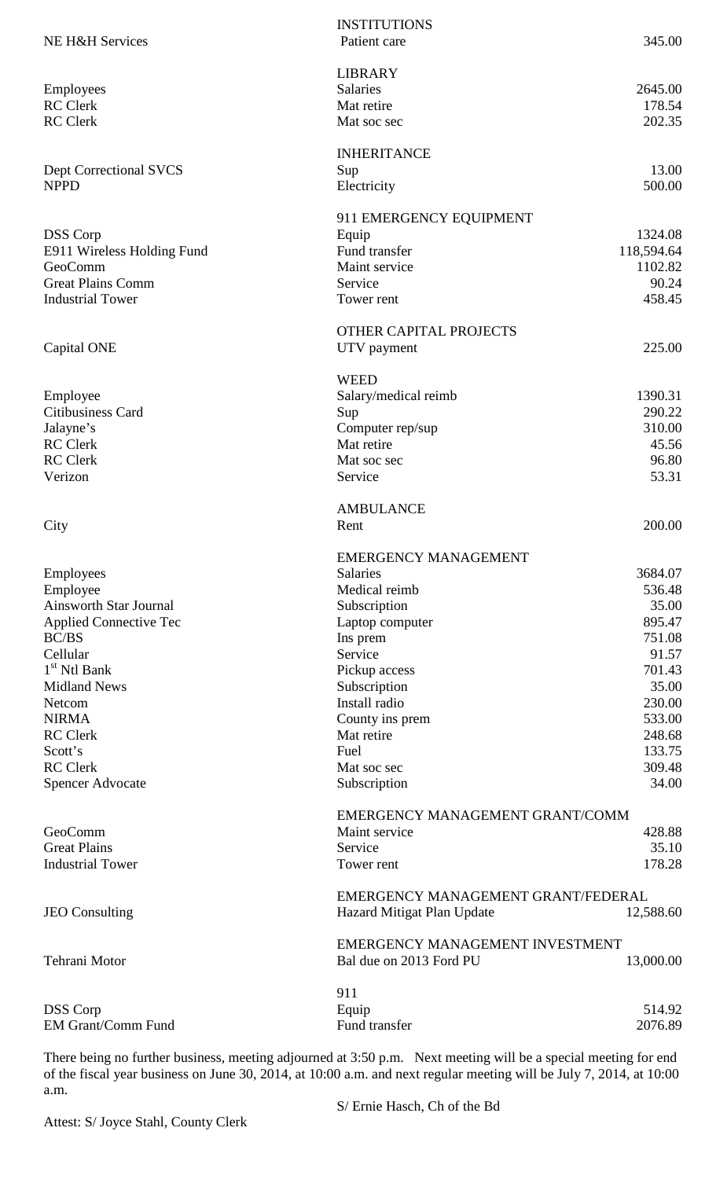| | | |
|---|---|---|
| | INSTITUTIONS | |
| NE H&H Services | Patient care | 345.00 |
| | LIBRARY | |
| Employees | Salaries | 2645.00 |
| RC Clerk | Mat retire | 178.54 |
| RC Clerk | Mat soc sec | 202.35 |
| | INHERITANCE | |
| Dept Correctional SVCS | Sup | 13.00 |
| NPPD | Electricity | 500.00 |
| | 911 EMERGENCY EQUIPMENT | |
| DSS Corp | Equip | 1324.08 |
| E911 Wireless Holding Fund | Fund transfer | 118,594.64 |
| GeoComm | Maint service | 1102.82 |
| Great Plains Comm | Service | 90.24 |
| Industrial Tower | Tower rent | 458.45 |
| | OTHER CAPITAL PROJECTS | |
| Capital ONE | UTV payment | 225.00 |
| | WEED | |
| Employee | Salary/medical reimb | 1390.31 |
| Citibusiness Card | Sup | 290.22 |
| Jalayne's | Computer rep/sup | 310.00 |
| RC Clerk | Mat retire | 45.56 |
| RC Clerk | Mat soc sec | 96.80 |
| Verizon | Service | 53.31 |
| | AMBULANCE | |
| City | Rent | 200.00 |
| | EMERGENCY MANAGEMENT | |
| Employees | Salaries | 3684.07 |
| Employee | Medical reimb | 536.48 |
| Ainsworth Star Journal | Subscription | 35.00 |
| Applied Connective Tec | Laptop computer | 895.47 |
| BC/BS | Ins prem | 751.08 |
| Cellular | Service | 91.57 |
| 1st Ntl Bank | Pickup access | 701.43 |
| Midland News | Subscription | 35.00 |
| Netcom | Install radio | 230.00 |
| NIRMA | County ins prem | 533.00 |
| RC Clerk | Mat retire | 248.68 |
| Scott's | Fuel | 133.75 |
| RC Clerk | Mat soc sec | 309.48 |
| Spencer Advocate | Subscription | 34.00 |
| | EMERGENCY MANAGEMENT GRANT/COMM | |
| GeoComm | Maint service | 428.88 |
| Great Plains | Service | 35.10 |
| Industrial Tower | Tower rent | 178.28 |
| | EMERGENCY MANAGEMENT GRANT/FEDERAL | |
| JEO Consulting | Hazard Mitigat Plan Update | 12,588.60 |
| | EMERGENCY MANAGEMENT INVESTMENT | |
| Tehrani Motor | Bal due on 2013 Ford PU | 13,000.00 |
| | 911 | |
| DSS Corp | Equip | 514.92 |
| EM Grant/Comm Fund | Fund transfer | 2076.89 |

There being no further business, meeting adjourned at 3:50 p.m. Next meeting will be a special meeting for end of the fiscal year business on June 30, 2014, at 10:00 a.m. and next regular meeting will be July 7, 2014, at 10:00 a.m.

S/ Ernie Hasch, Ch of the Bd

Attest: S/ Joyce Stahl, County Clerk